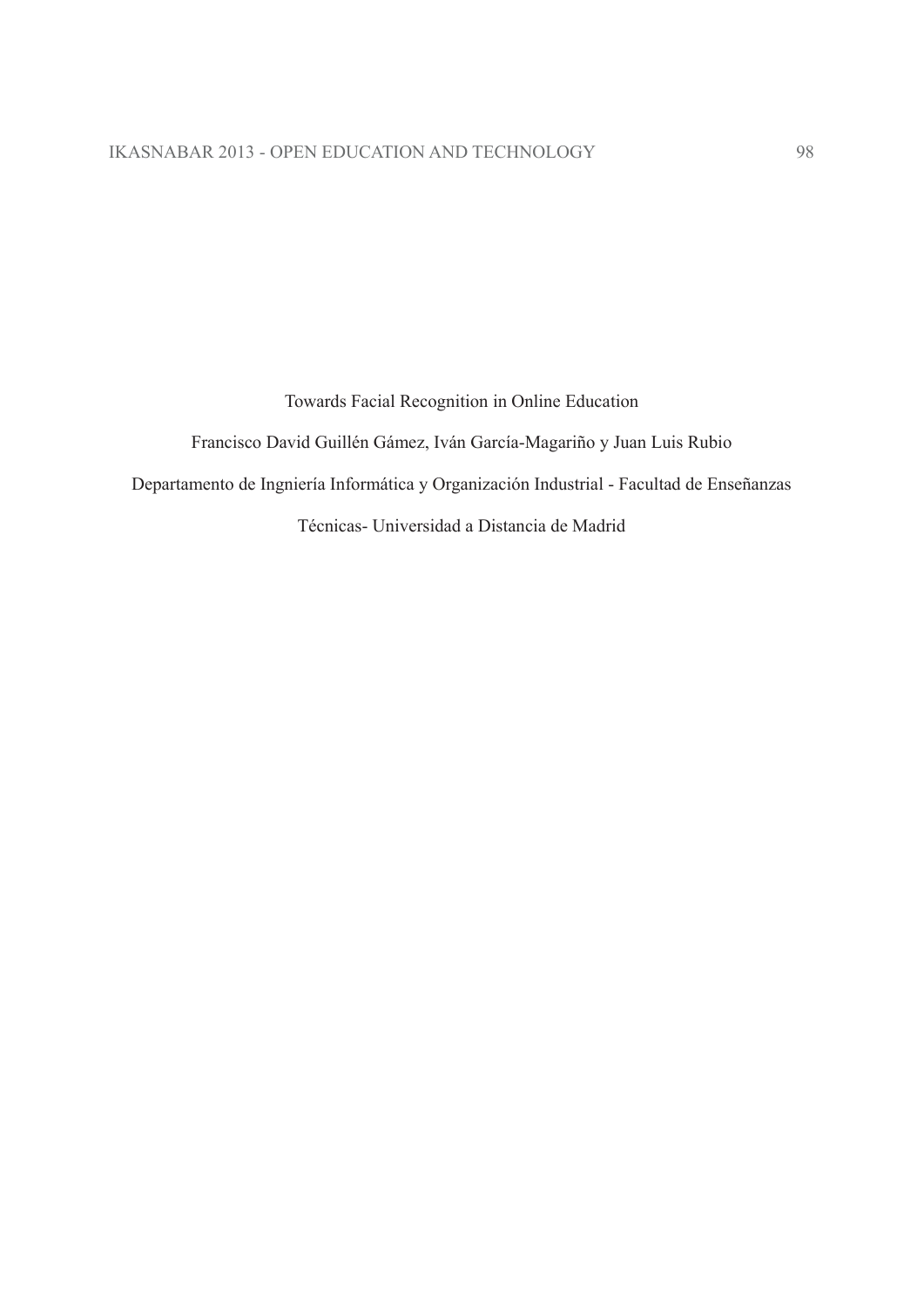# Towards Facial Recognition in Online Education

Francisco David Guillén Gámez, Iván García-Magariño y Juan Luis Rubio

Departamento de Ingniería Informática y Organización Industrial - Facultad de Enseñanzas Técnicas- Universidad a Distancia de Madrid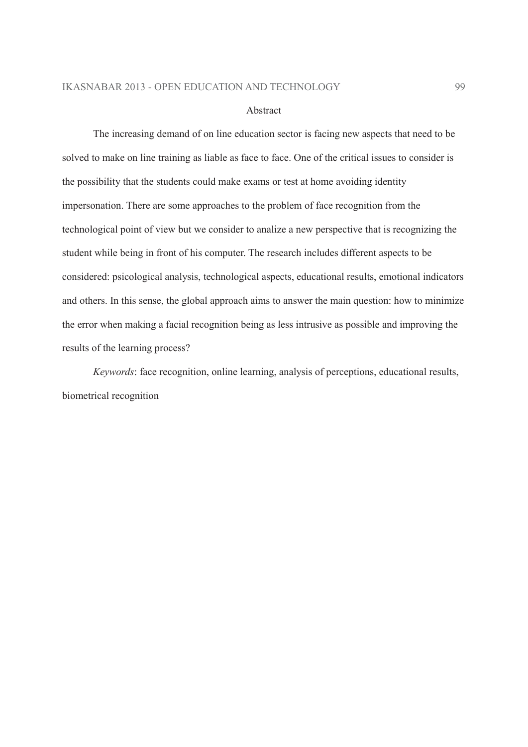## Abstract

The increasing demand of on line education sector is facing new aspects that need to be solved to make on line training as liable as face to face. One of the critical issues to consider is the possibility that the students could make exams or test at home avoiding identity impersonation. There are some approaches to the problem of face recognition from the technological point of view but we consider to analize a new perspective that is recognizing the student while being in front of his computer. The research includes different aspects to be considered: psicological analysis, technological aspects, educational results, emotional indicators and others. In this sense, the global approach aims to answer the main question: how to minimize the error when making a facial recognition being as less intrusive as possible and improving the results of the learning process?

*Keywords*: face recognition, online learning, analysis of perceptions, educational results, biometrical recognition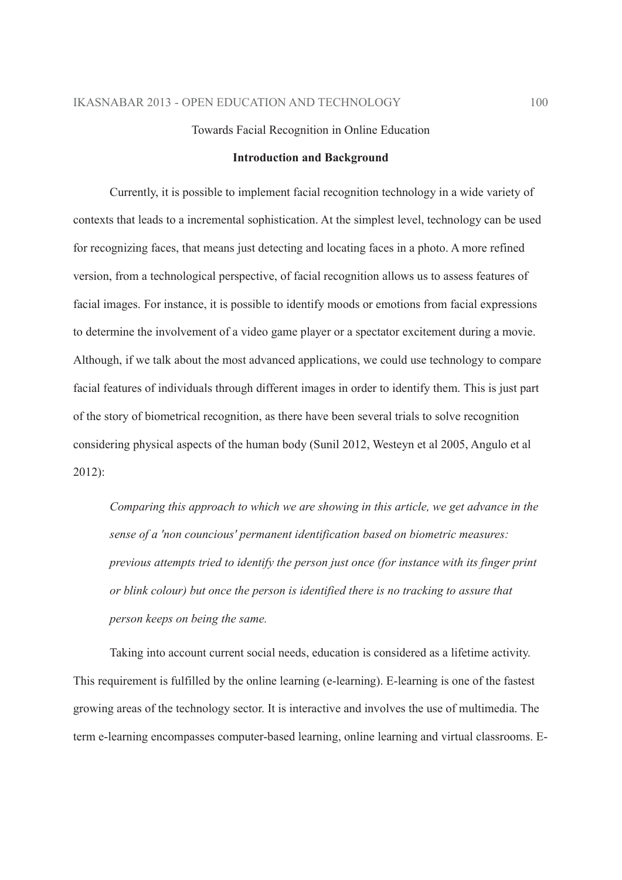Towards Facial Recognition in Online Education

## Introduction and Background

Currently, it is possible to implement facial recognition technology in a wide variety of contexts that leads to a incremental sophistication. At the simplest level, technology can be used for recognizing faces, that means just detecting and locating faces in a photo. A more refined version, from a technological perspective, of facial recognition allows us to assess features of facial images. For instance, it is possible to identify moods or emotions from facial expressions to determine the involvement of a video game player or a spectator excitement during a movie. Although, if we talk about the most advanced applications, we could use technology to compare facial features of individuals through different images in order to identify them. This is just part of the story of biometrical recognition, as there have been several trials to solve recognition considering physical aspects of the human body (Sunil 2012, Westeyn et al 2005, Angulo et al 2012):

> *Comparing this approach to which we are showing in this article, we get advance in the sense of a 'non councious' permanent identification based on biometric measures: previous attempts tried to identify the person just once (for instance with its finger print or blink colour) but once the person is identified there is no tracking to assure that person keeps on being the same.*

Taking into account current social needs, education is considered as a lifetime activity. This requirement is fulfilled by the online learning (e-learning). E-learning is one of the fastest growing areas of the technology sector. It is interactive and involves the use of multimedia. The term e-learning encompasses computer-based learning, online learning and virtual classrooms. E-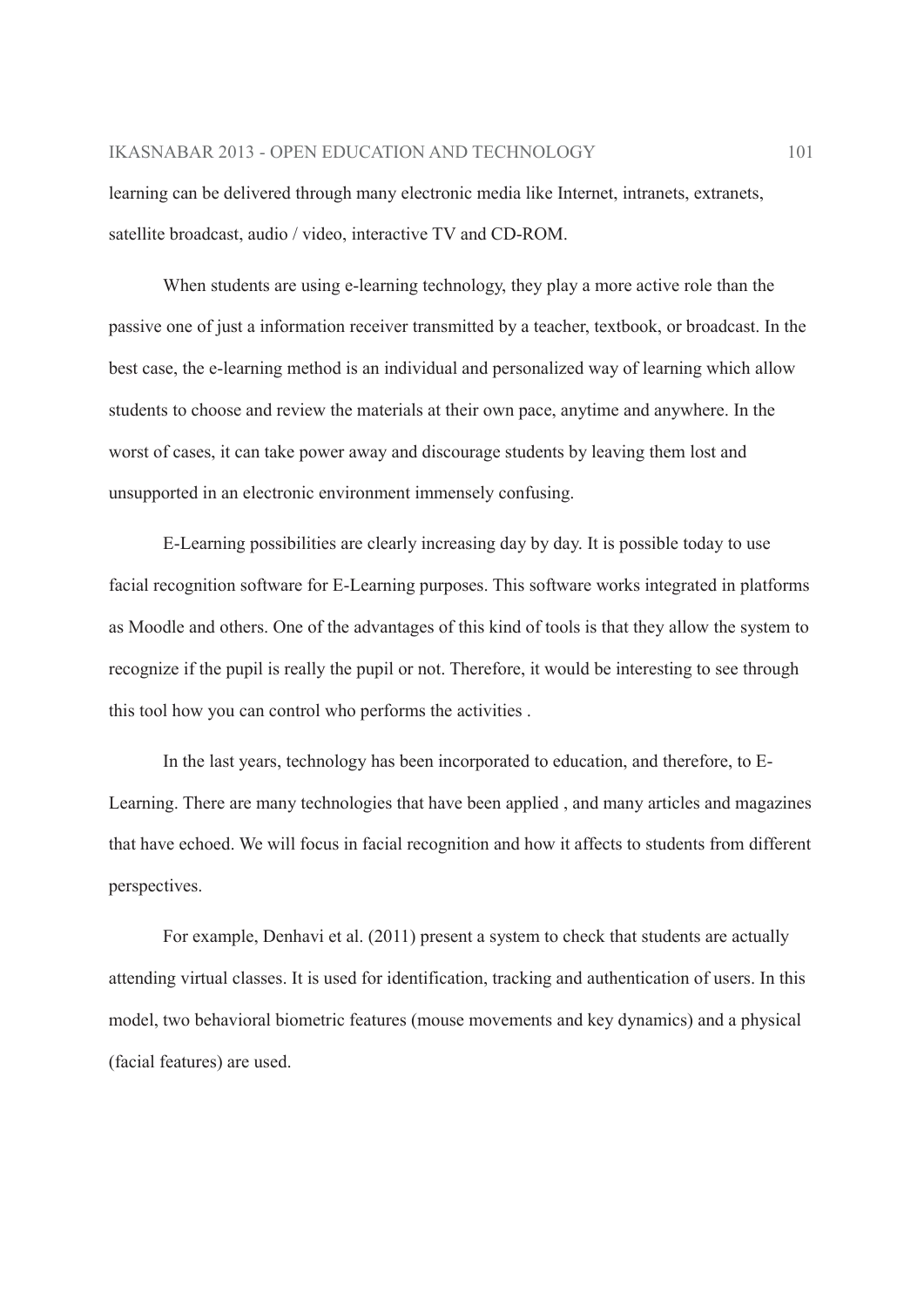learning can be delivered through many electronic media like Internet, intranets, extranets, satellite broadcast, audio / video, interactive TV and CD-ROM.

When students are using e-learning technology, they play a more active role than the passive one of just a information receiver transmitted by a teacher, textbook, or broadcast. In the best case, the e-learning method is an individual and personalized way of learning which allow students to choose and review the materials at their own pace, anytime and anywhere. In the worst of cases, it can take power away and discourage students by leaving them lost and unsupported in an electronic environment immensely confusing.

E-Learning possibilities are clearly increasing day by day. It is possible today to use facial recognition software for E-Learning purposes. This software works integrated in platforms as Moodle and others. One of the advantages of this kind of tools is that they allow the system to recognize if the pupil is really the pupil or not. Therefore, it would be interesting to see through this tool how you can control who performs the activities .

In the last years, technology has been incorporated to education, and therefore, to E-Learning. There are many technologies that have been applied , and many articles and magazines that have echoed. We will focus in facial recognition and how it affects to students from different perspectives.

For example, Denhavi et al. (2011) present a system to check that students are actually attending virtual classes. It is used for identification, tracking and authentication of users. In this model, two behavioral biometric features (mouse movements and key dynamics) and a physical (facial features) are used.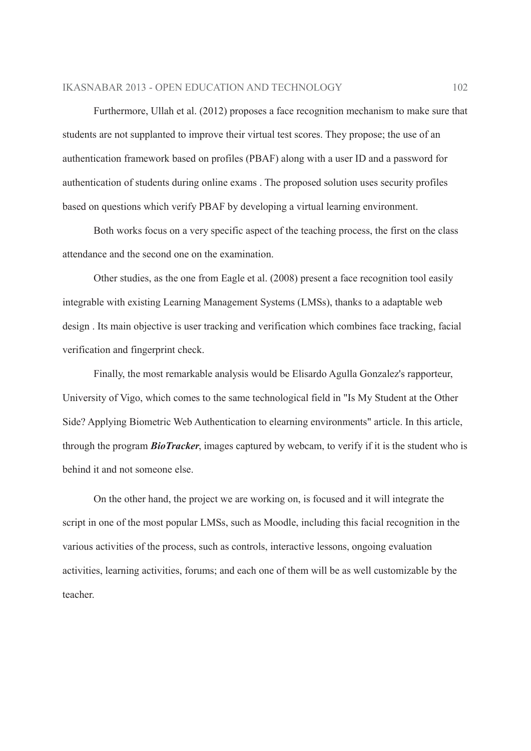Furthermore, Ullah et al. (2012) proposes a face recognition mechanism to make sure that students are not supplanted to improve their virtual test scores. They propose; the use of an authentication framework based on profiles (PBAF) along with a user ID and a password for authentication of students during online exams . The proposed solution uses security profiles based on questions which verify PBAF by developing a virtual learning environment.

Both works focus on a very specific aspect of the teaching process, the first on the class attendance and the second one on the examination.

Other studies, as the one from Eagle et al. (2008) present a face recognition tool easily integrable with existing Learning Management Systems (LMSs), thanks to a adaptable web design . Its main objective is user tracking and verification which combines face tracking, facial verification and fingerprint check.

Finally, the most remarkable analysis would be Elisardo Agulla Gonzalez's rapporteur, University of Vigo, which comes to the same technological field in "Is My Student at the Other Side? Applying Biometric Web Authentication to elearning environments" article. In this article, through the program ***BioTracker***, images captured by webcam, to verify if it is the student who is behind it and not someone else.

On the other hand, the project we are working on, is focused and it will integrate the script in one of the most popular LMSs, such as Moodle, including this facial recognition in the various activities of the process, such as controls, interactive lessons, ongoing evaluation activities, learning activities, forums; and each one of them will be as well customizable by the teacher.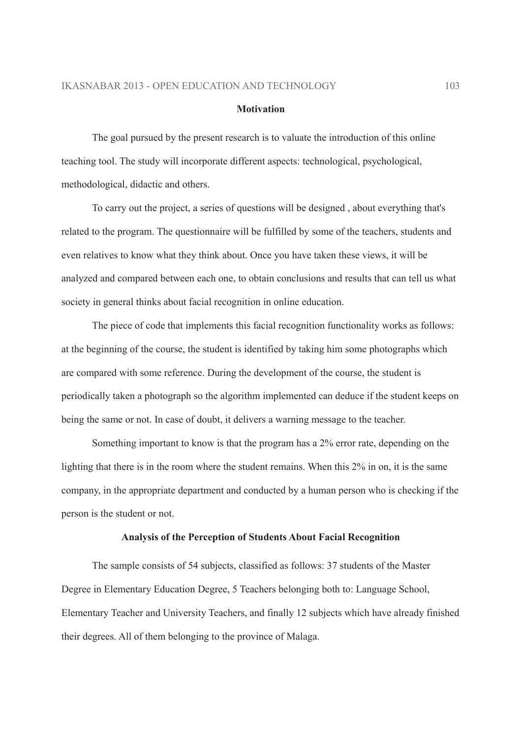## Motivation

The goal pursued by the present research is to valuate the introduction of this online teaching tool. The study will incorporate different aspects: technological, psychological, methodological, didactic and others.

To carry out the project, a series of questions will be designed , about everything that's related to the program. The questionnaire will be fulfilled by some of the teachers, students and even relatives to know what they think about. Once you have taken these views, it will be analyzed and compared between each one, to obtain conclusions and results that can tell us what society in general thinks about facial recognition in online education.

The piece of code that implements this facial recognition functionality works as follows: at the beginning of the course, the student is identified by taking him some photographs which are compared with some reference. During the development of the course, the student is periodically taken a photograph so the algorithm implemented can deduce if the student keeps on being the same or not. In case of doubt, it delivers a warning message to the teacher.

Something important to know is that the program has a 2% error rate, depending on the lighting that there is in the room where the student remains. When this 2% in on, it is the same company, in the appropriate department and conducted by a human person who is checking if the person is the student or not.

## Analysis of the Perception of Students About Facial Recognition

The sample consists of 54 subjects, classified as follows: 37 students of the Master Degree in Elementary Education Degree, 5 Teachers belonging both to: Language School, Elementary Teacher and University Teachers, and finally 12 subjects which have already finished their degrees. All of them belonging to the province of Malaga.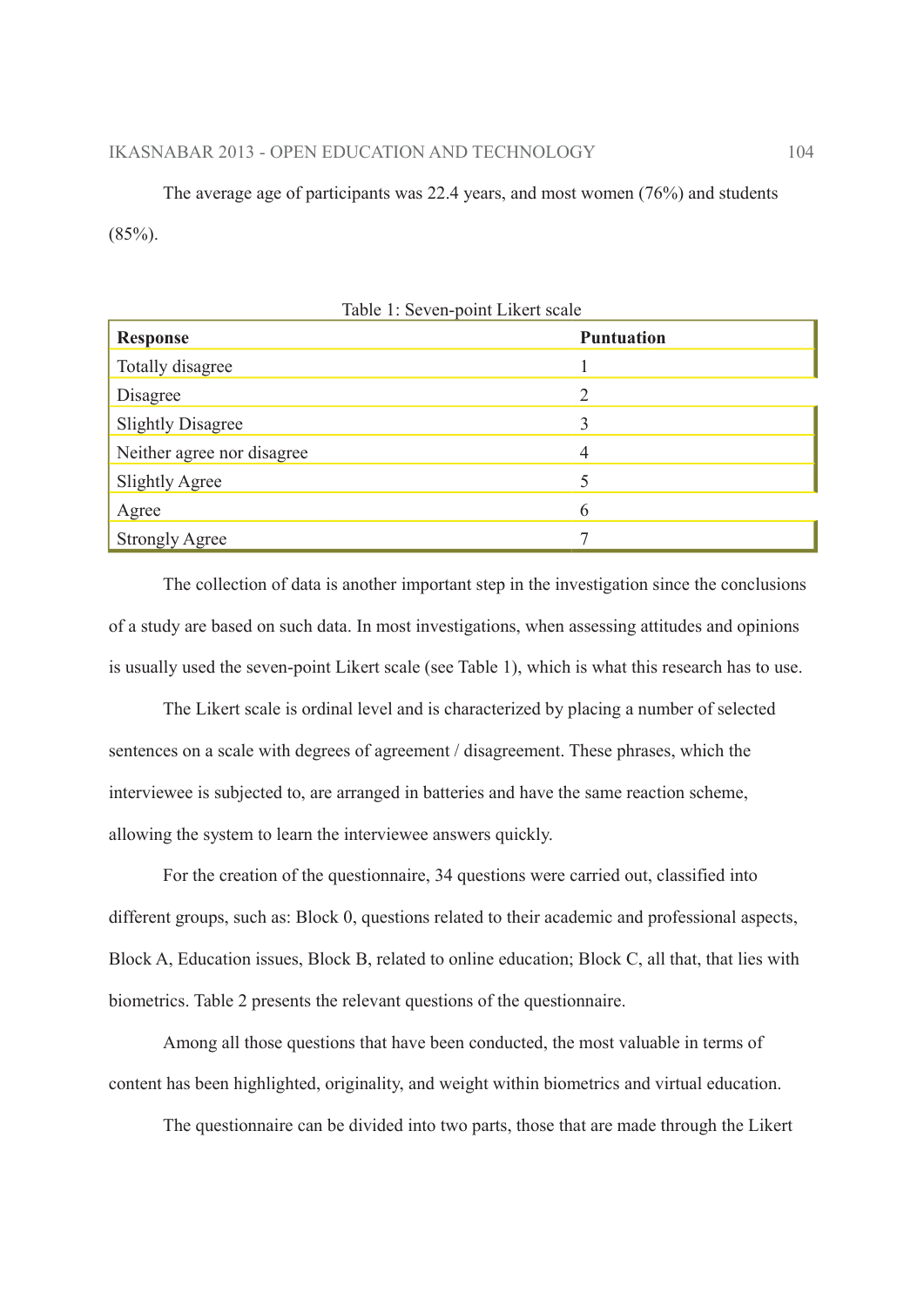The average age of participants was 22.4 years, and most women (76%) and students (85%).

Table 1: Seven-point Likert scale

| Response | Puntuation |
| --- | --- |
| Totally disagree | 1 |
| Disagree | 2 |
| Slightly Disagree | 3 |
| Neither agree nor disagree | 4 |
| Slightly Agree | 5 |
| Agree | 6 |
| Strongly Agree | 7 |

The collection of data is another important step in the investigation since the conclusions of a study are based on such data. In most investigations, when assessing attitudes and opinions is usually used the seven-point Likert scale (see Table 1), which is what this research has to use.

The Likert scale is ordinal level and is characterized by placing a number of selected sentences on a scale with degrees of agreement / disagreement. These phrases, which the interviewee is subjected to, are arranged in batteries and have the same reaction scheme, allowing the system to learn the interviewee answers quickly.

For the creation of the questionnaire, 34 questions were carried out, classified into different groups, such as: Block 0, questions related to their academic and professional aspects, Block A, Education issues, Block B, related to online education; Block C, all that, that lies with biometrics. Table 2 presents the relevant questions of the questionnaire.

Among all those questions that have been conducted, the most valuable in terms of content has been highlighted, originality, and weight within biometrics and virtual education.

The questionnaire can be divided into two parts, those that are made through the Likert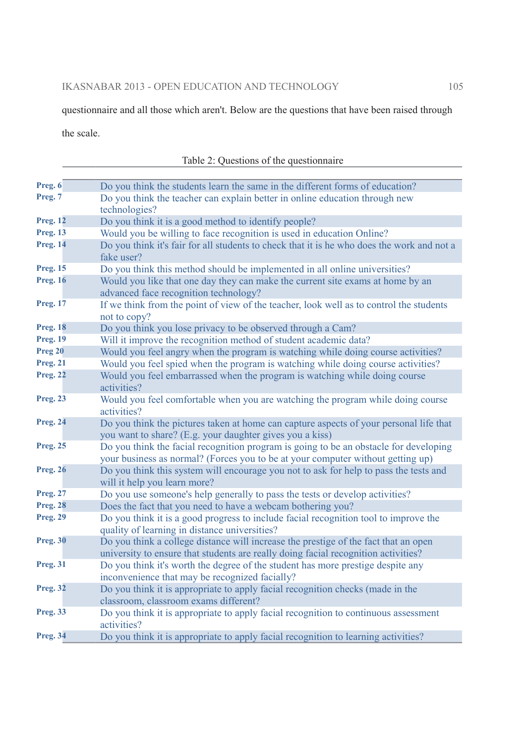questionnaire and all those which aren't. Below are the questions that have been raised through the scale.

Table 2: Questions of the questionnaire

| | |
|---|---|
| **Preg. 6** | Do you think the students learn the same in the different forms of education? |
| **Preg. 7** | Do you think the teacher can explain better in online education through new technologies? |
| **Preg. 12** | Do you think it is a good method to identify people? |
| **Preg. 13** | Would you be willing to face recognition is used in education Online? |
| **Preg. 14** | Do you think it's fair for all students to check that it is he who does the work and not a fake user? |
| **Preg. 15** | Do you think this method should be implemented in all online universities? |
| **Preg. 16** | Would you like that one day they can make the current site exams at home by an advanced face recognition technology? |
| **Preg. 17** | If we think from the point of view of the teacher, look well as to control the students not to copy? |
| **Preg. 18** | Do you think you lose privacy to be observed through a Cam? |
| **Preg. 19** | Will it improve the recognition method of student academic data? |
| **Preg 20** | Would you feel angry when the program is watching while doing course activities? |
| **Preg. 21** | Would you feel spied when the program is watching while doing course activities? |
| **Preg. 22** | Would you feel embarrassed when the program is watching while doing course activities? |
| **Preg. 23** | Would you feel comfortable when you are watching the program while doing course activities? |
| **Preg. 24** | Do you think the pictures taken at home can capture aspects of your personal life that you want to share? (E.g. your daughter gives you a kiss) |
| **Preg. 25** | Do you think the facial recognition program is going to be an obstacle for developing your business as normal? (Forces you to be at your computer without getting up) |
| **Preg. 26** | Do you think this system will encourage you not to ask for help to pass the tests and will it help you learn more? |
| **Preg. 27** | Do you use someone's help generally to pass the tests or develop activities? |
| **Preg. 28** | Does the fact that you need to have a webcam bothering you? |
| **Preg. 29** | Do you think it is a good progress to include facial recognition tool to improve the quality of learning in distance universities? |
| **Preg. 30** | Do you think a college distance will increase the prestige of the fact that an open university to ensure that students are really doing facial recognition activities? |
| **Preg. 31** | Do you think it's worth the degree of the student has more prestige despite any inconvenience that may be recognized facially? |
| **Preg. 32** | Do you think it is appropriate to apply facial recognition checks (made in the classroom, classroom exams different? |
| **Preg. 33** | Do you think it is appropriate to apply facial recognition to continuous assessment activities? |
| **Preg. 34** | Do you think it is appropriate to apply facial recognition to learning activities? |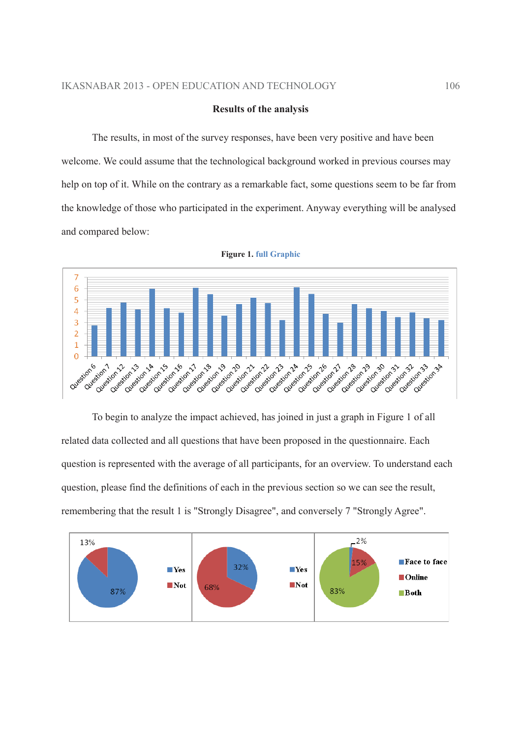## Results of the analysis

The results, in most of the survey responses, have been very positive and have been welcome. We could assume that the technological background worked in previous courses may help on top of it. While on the contrary as a remarkable fact, some questions seem to be far from the knowledge of those who participated in the experiment. Anyway everything will be analysed and compared below:

**Figure 1.** full Graphic

To begin to analyze the impact achieved, has joined in just a graph in Figure 1 of all related data collected and all questions that have been proposed in the questionnaire. Each question is represented with the average of all participants, for an overview. To understand each question, please find the definitions of each in the previous section so we can see the result, remembering that the result 1 is "Strongly Disagree", and conversely 7 "Strongly Agree".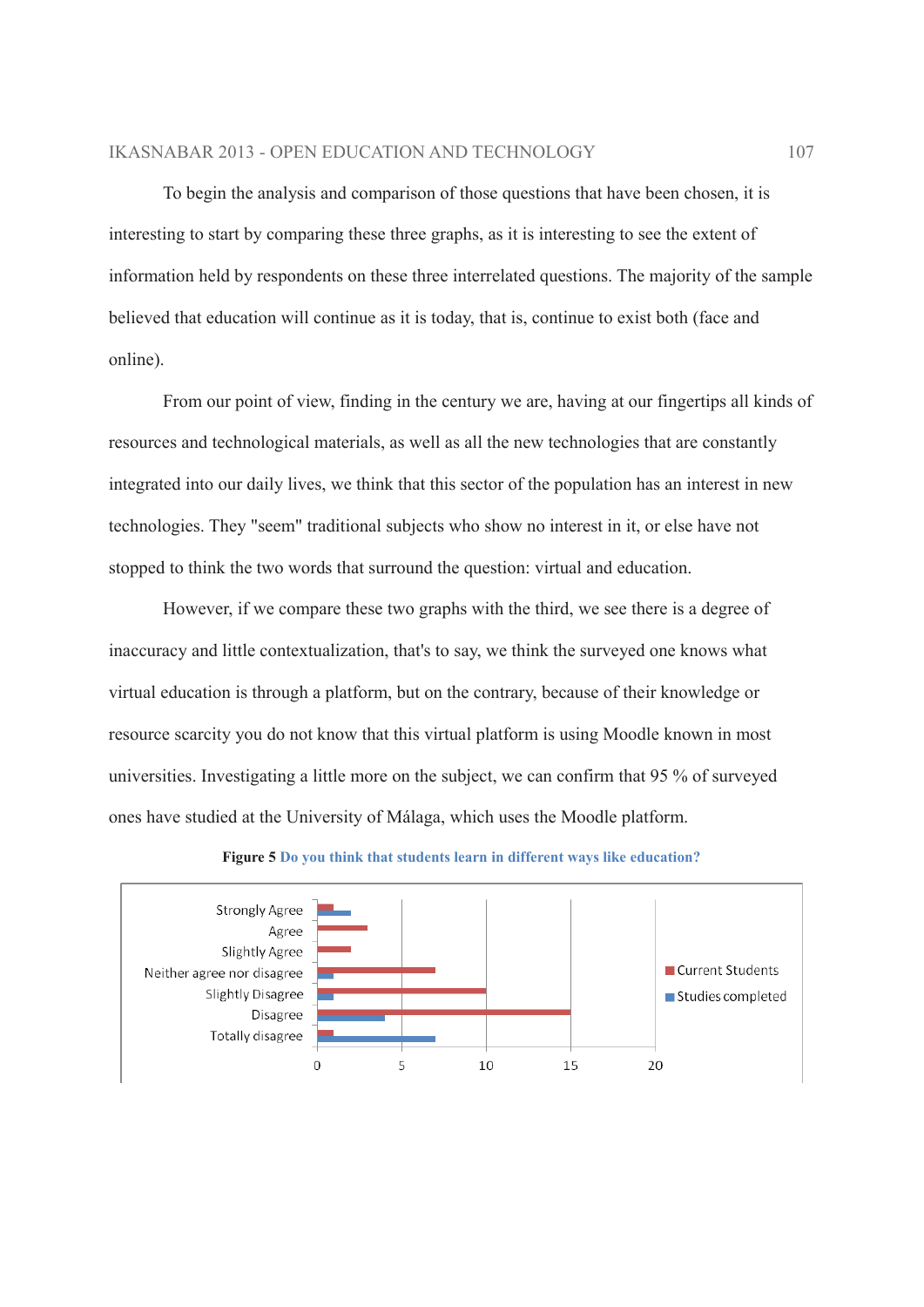To begin the analysis and comparison of those questions that have been chosen, it is interesting to start by comparing these three graphs, as it is interesting to see the extent of information held by respondents on these three interrelated questions. The majority of the sample believed that education will continue as it is today, that is, continue to exist both (face and online).

From our point of view, finding in the century we are, having at our fingertips all kinds of resources and technological materials, as well as all the new technologies that are constantly integrated into our daily lives, we think that this sector of the population has an interest in new technologies. They "seem" traditional subjects who show no interest in it, or else have not stopped to think the two words that surround the question: virtual and education.

However, if we compare these two graphs with the third, we see there is a degree of inaccuracy and little contextualization, that's to say, we think the surveyed one knows what virtual education is through a platform, but on the contrary, because of their knowledge or resource scarcity you do not know that this virtual platform is using Moodle known in most universities. Investigating a little more on the subject, we can confirm that 95 % of surveyed ones have studied at the University of Málaga, which uses the Moodle platform.

**Figure 5** Do you think that students learn in different ways like education?

| | Current Students | Studies completed |
|---|---|---|
| Strongly Agree | 1 | 2 |
| Agree | 3 | 0 |
| Slightly Agree | 2 | 0 |
| Neither agree nor disagree | 7 | 1 |
| Slightly Disagree | 10 | 1 |
| Disagree | 15 | 4 |
| Totally disagree | 1 | 7 |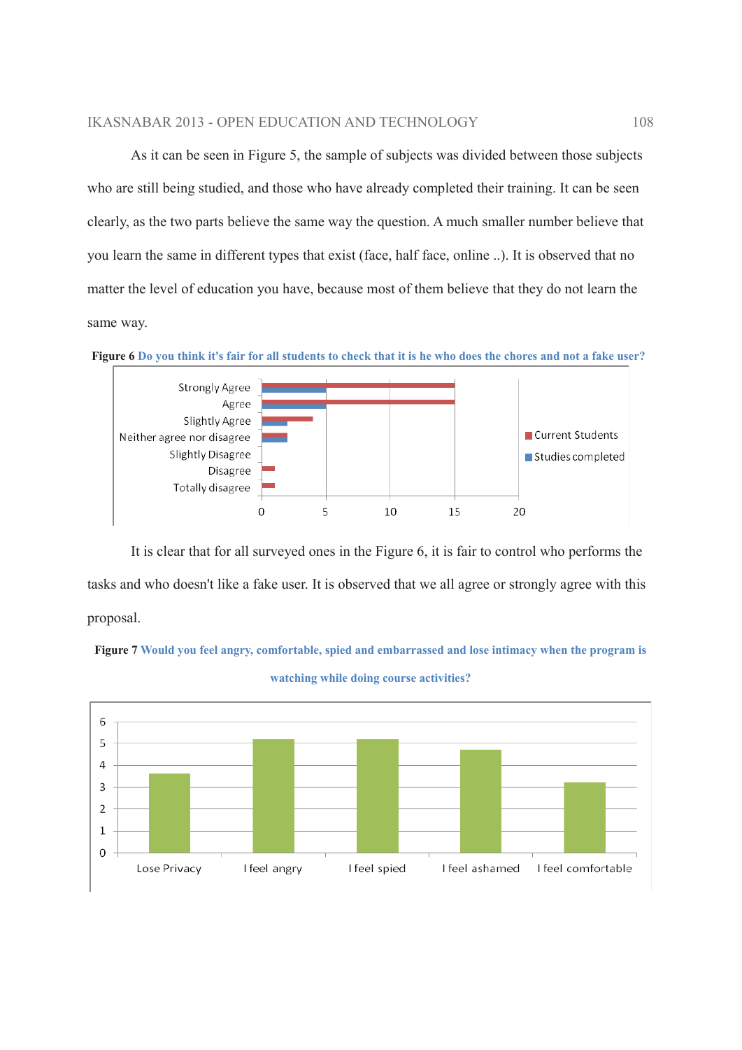As it can be seen in Figure 5, the sample of subjects was divided between those subjects who are still being studied, and those who have already completed their training. It can be seen clearly, as the two parts believe the same way the question. A much smaller number believe that you learn the same in different types that exist (face, half face, online ..). It is observed that no matter the level of education you have, because most of them believe that they do not learn the same way.

**Figure 6** Do you think it's fair for all students to check that it is he who does the chores and not a fake user?

It is clear that for all surveyed ones in the Figure 6, it is fair to control who performs the tasks and who doesn't like a fake user. It is observed that we all agree or strongly agree with this proposal.

**Figure 7** Would you feel angry, comfortable, spied and embarrassed and lose intimacy when the program is watching while doing course activities?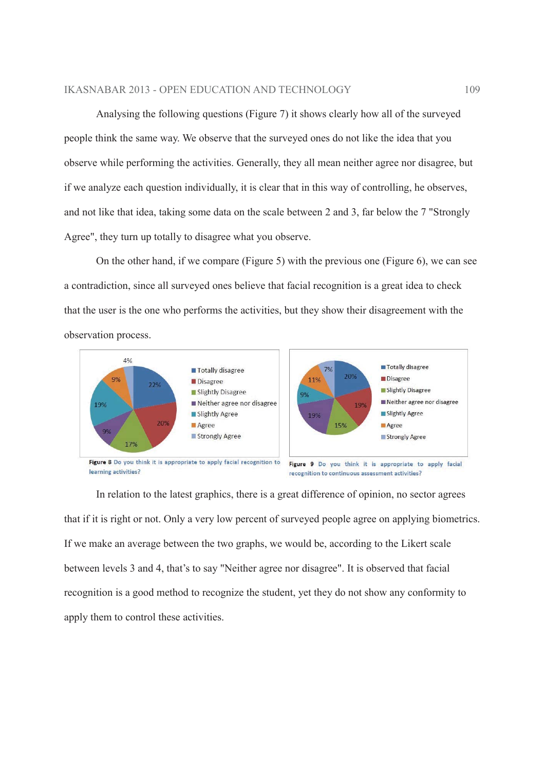Analysing the following questions (Figure 7) it shows clearly how all of the surveyed people think the same way. We observe that the surveyed ones do not like the idea that you observe while performing the activities. Generally, they all mean neither agree nor disagree, but if we analyze each question individually, it is clear that in this way of controlling, he observes, and not like that idea, taking some data on the scale between 2 and 3, far below the 7 "Strongly Agree", they turn up totally to disagree what you observe.

On the other hand, if we compare (Figure 5) with the previous one (Figure 6), we can see a contradiction, since all surveyed ones believe that facial recognition is a great idea to check that the user is the one who performs the activities, but they show their disagreement with the observation process.

**Figure 8** Do you think it is appropriate to apply facial recognition to learning activities?

**Figure 9** Do you think it is appropriate to apply facial recognition to continuous assessment activities?

In relation to the latest graphics, there is a great difference of opinion, no sector agrees that if it is right or not. Only a very low percent of surveyed people agree on applying biometrics. If we make an average between the two graphs, we would be, according to the Likert scale between levels 3 and 4, that's to say "Neither agree nor disagree". It is observed that facial recognition is a good method to recognize the student, yet they do not show any conformity to apply them to control these activities.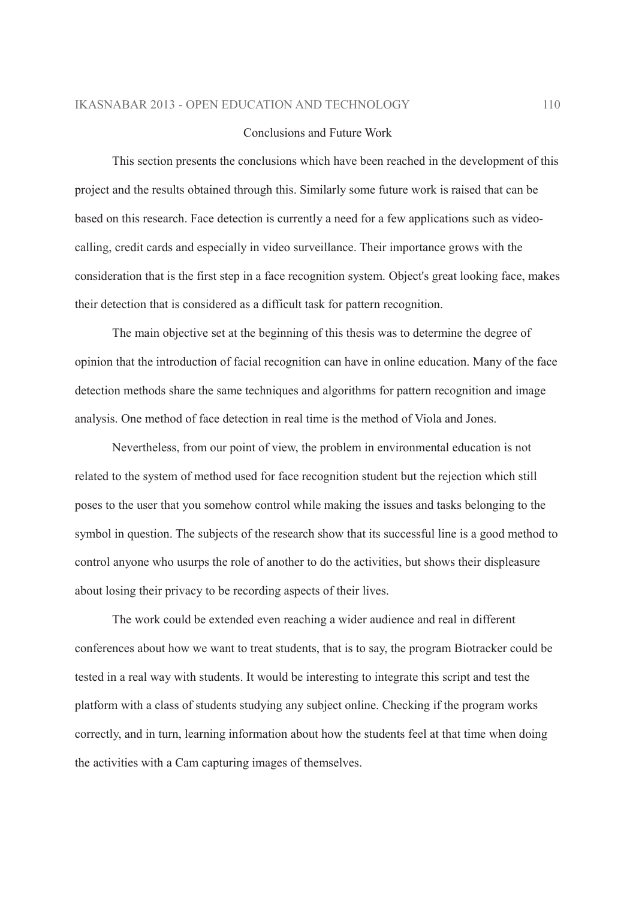## Conclusions and Future Work

This section presents the conclusions which have been reached in the development of this project and the results obtained through this. Similarly some future work is raised that can be based on this research. Face detection is currently a need for a few applications such as video-calling, credit cards and especially in video surveillance. Their importance grows with the consideration that is the first step in a face recognition system. Object's great looking face, makes their detection that is considered as a difficult task for pattern recognition.

The main objective set at the beginning of this thesis was to determine the degree of opinion that the introduction of facial recognition can have in online education. Many of the face detection methods share the same techniques and algorithms for pattern recognition and image analysis. One method of face detection in real time is the method of Viola and Jones.

Nevertheless, from our point of view, the problem in environmental education is not related to the system of method used for face recognition student but the rejection which still poses to the user that you somehow control while making the issues and tasks belonging to the symbol in question. The subjects of the research show that its successful line is a good method to control anyone who usurps the role of another to do the activities, but shows their displeasure about losing their privacy to be recording aspects of their lives.

The work could be extended even reaching a wider audience and real in different conferences about how we want to treat students, that is to say, the program Biotracker could be tested in a real way with students. It would be interesting to integrate this script and test the platform with a class of students studying any subject online. Checking if the program works correctly, and in turn, learning information about how the students feel at that time when doing the activities with a Cam capturing images of themselves.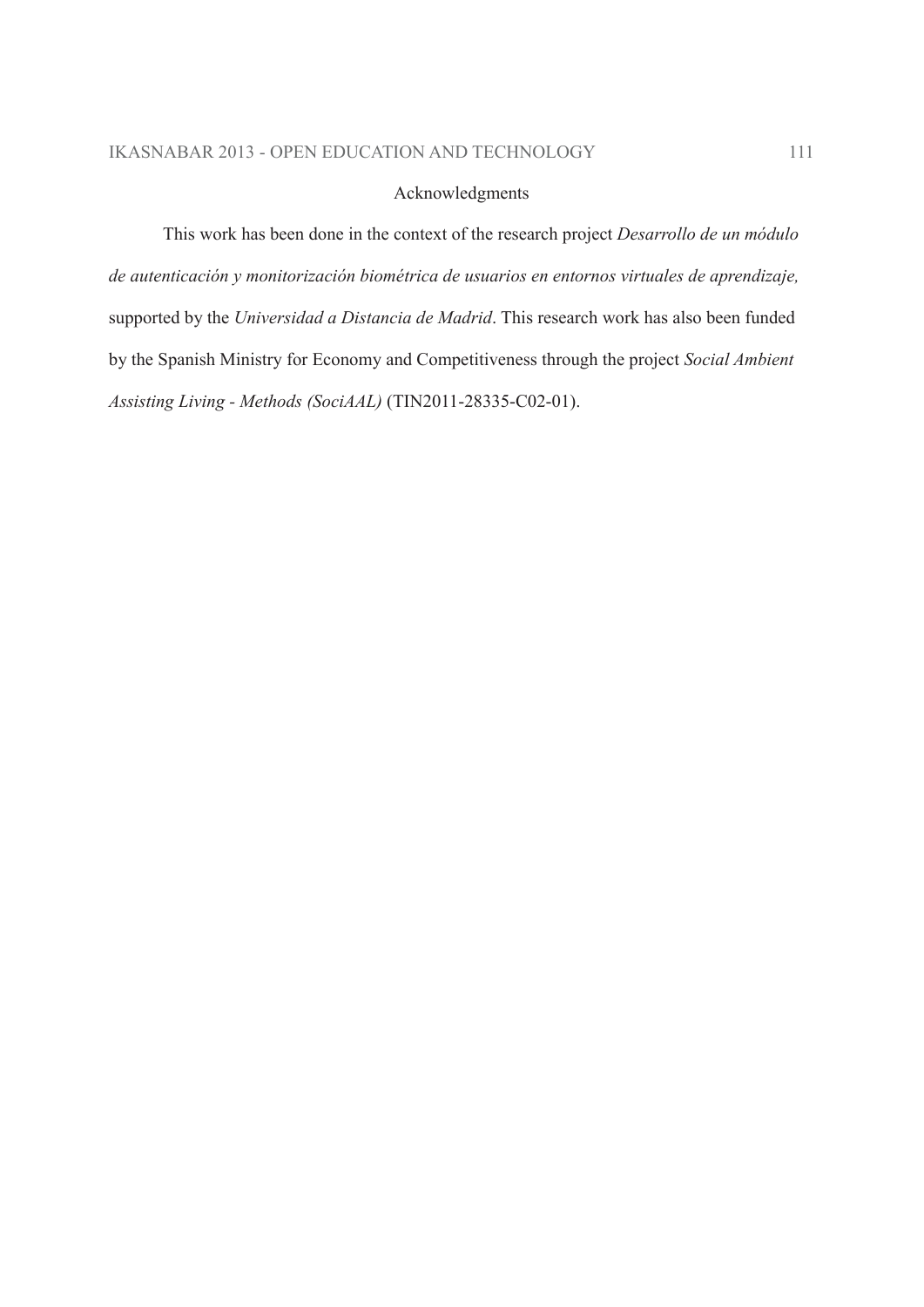## Acknowledgments

This work has been done in the context of the research project *Desarrollo de un módulo de autenticación y monitorización biométrica de usuarios en entornos virtuales de aprendizaje,* supported by the *Universidad a Distancia de Madrid*. This research work has also been funded by the Spanish Ministry for Economy and Competitiveness through the project *Social Ambient Assisting Living - Methods (SociAAL)* (TIN2011-28335-C02-01).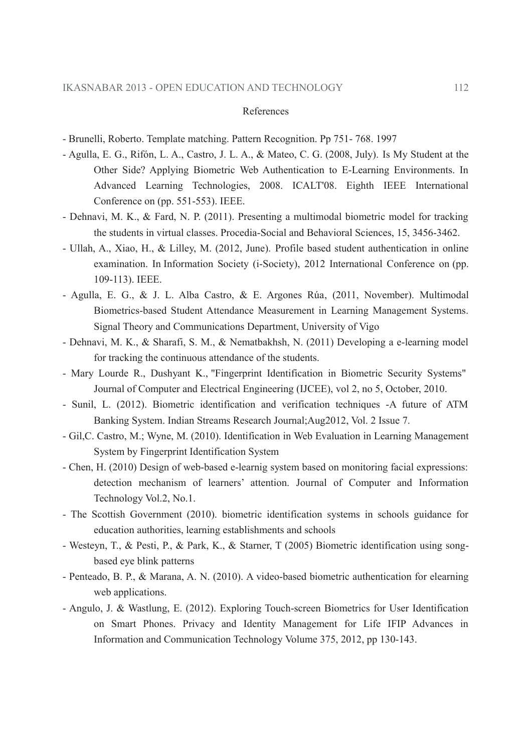## References

- Brunelli, Roberto. Template matching. Pattern Recognition. Pp 751- 768. 1997
- Agulla, E. G., Rifón, L. A., Castro, J. L. A., & Mateo, C. G. (2008, July). Is My Student at the Other Side? Applying Biometric Web Authentication to E-Learning Environments. In Advanced Learning Technologies, 2008. ICALT'08. Eighth IEEE International Conference on (pp. 551-553). IEEE.
- Dehnavi, M. K., & Fard, N. P. (2011). Presenting a multimodal biometric model for tracking the students in virtual classes. Procedia-Social and Behavioral Sciences, 15, 3456-3462.
- Ullah, A., Xiao, H., & Lilley, M. (2012, June). Profile based student authentication in online examination. In Information Society (i-Society), 2012 International Conference on (pp. 109-113). IEEE.
- Agulla, E. G., & J. L. Alba Castro, & E. Argones Rúa, (2011, November). Multimodal Biometrics-based Student Attendance Measurement in Learning Management Systems. Signal Theory and Communications Department, University of Vigo
- Dehnavi, M. K., & Sharafi, S. M., & Nematbakhsh, N. (2011) Developing a e-learning model for tracking the continuous attendance of the students.
- Mary Lourde R., Dushyant K., "Fingerprint Identification in Biometric Security Systems" Journal of Computer and Electrical Engineering (IJCEE), vol 2, no 5, October, 2010.
- Sunil, L. (2012). Biometric identification and verification techniques -A future of ATM Banking System. Indian Streams Research Journal;Aug2012, Vol. 2 Issue 7.
- Gil,C. Castro, M.; Wyne, M. (2010). Identification in Web Evaluation in Learning Management System by Fingerprint Identification System
- Chen, H. (2010) Design of web-based e-learnig system based on monitoring facial expressions: detection mechanism of learners' attention. Journal of Computer and Information Technology Vol.2, No.1.
- The Scottish Government (2010). biometric identification systems in schools guidance for education authorities, learning establishments and schools
- Westeyn, T., & Pesti, P., & Park, K., & Starner, T (2005) Biometric identification using song-based eye blink patterns
- Penteado, B. P., & Marana, A. N. (2010). A video-based biometric authentication for elearning web applications.
- Angulo, J. & Wastlung, E. (2012). Exploring Touch-screen Biometrics for User Identification on Smart Phones. Privacy and Identity Management for Life IFIP Advances in Information and Communication Technology Volume 375, 2012, pp 130-143.